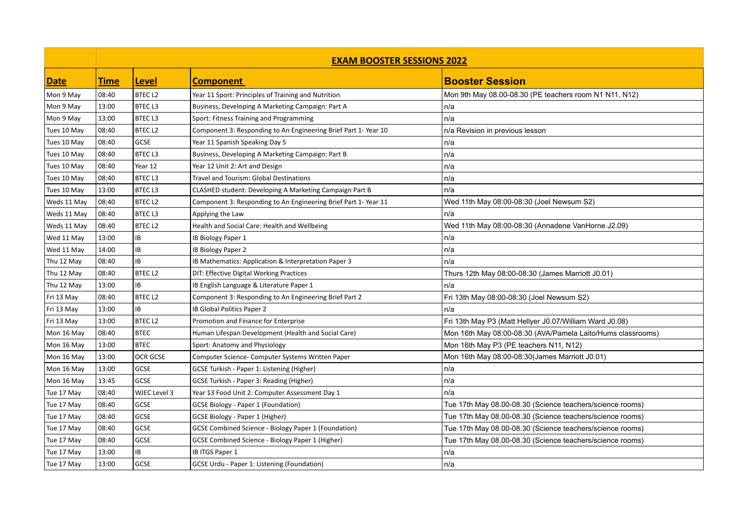| Date | Time | Level | Component | Booster Session |
|---|---|---|---|---|
| | | | **EXAM BOOSTER SESSIONS 2022** | |
| Mon 9 May | 08:40 | BTEC L2 | Year 11 Sport: Principles of Training and Nutrition | Mon 9th May 08.00-08.30 (PE teachers room N1 N11, N12) |
| Mon 9 May | 13:00 | BTEC L3 | Business, Developing A Marketing Campaign: Part A | n/a |
| Mon 9 May | 13:00 | BTEC L3 | Sport: Fitness Training and Programming | n/a |
| Tues 10 May | 08:40 | BTEC L2 | Component 3: Responding to An Engineering Brief Part 1- Year 10 | n/a Revision in previous lesson |
| Tues 10 May | 08:40 | GCSE | Year 11 Spanish Speaking Day 5 | n/a |
| Tues 10 May | 08:40 | BTEC L3 | Business, Developing A Marketing Campaign: Part B | n/a |
| Tues 10 May | 08:40 | Year 12 | Year 12 Unit 2: Art and Design | n/a |
| Tues 10 May | 08:40 | BTEC L3 | Travel and Tourism: Global Destinations | n/a |
| Tues 10 May | 13:00 | BTEC L3 | CLASHED student: Developing A Marketing Campaign Part B | n/a |
| Weds 11 May | 08:40 | BTEC L2 | Component 3: Responding to An Engineering Brief Part 1- Year 11 | Wed 11th May 08:00-08:30 (Joel Newsum S2) |
| Weds 11 May | 08:40 | BTEC L3 | Applying the Law | n/a |
| Weds 11 May | 08:40 | BTEC L2 | Health and Social Care: Health and Wellbeing | Wed 11th May 08:00-08:30 (Annadene VanHorne J2.09) |
| Wed 11 May | 13:00 | IB | IB Biology Paper 1 | n/a |
| Wed 11 May | 14:00 | IB | IB Biology Paper 2 | n/a |
| Thu 12 May | 08:40 | IB | IB Mathematics: Application & Interpretation Paper 3 | n/a |
| Thu 12 May | 08:40 | BTEC L2 | DIT: Effective Digital Working Practices | Thurs 12th May 08:00-08:30 (James Marriott J0.01) |
| Thu 12 May | 13:00 | IB | IB English Language & Literature Paper 1 | n/a |
| Fri 13 May | 08:40 | BTEC L2 | Component 3: Responding to An Engineering Brief Part 2 | Fri 13th May 08:00-08:30 (Joel Newsum S2) |
| Fri 13 May | 13:00 | IB | IB Global Politics Paper 2 | n/a |
| Fri 13 May | 13:00 | BTEC L2 | Promotion and Finance for Enterprise | Fri 13th May P3 (Matt Hellyer J0.07/William Ward J0.08) |
| Mon 16 May | 08:40 | BTEC | Human Lifespan Development (Health and Social Care) | Mon 16th May 08:00-08:30 (AVA/Pamela Laito/Hums classrooms) |
| Mon 16 May | 13:00 | BTEC | Sport: Anatomy and Physiology | Mon 16th May P3 (PE teachers N11, N12) |
| Mon 16 May | 13:00 | OCR GCSE | Computer Science- Computer Systems Written Paper | Mon 16th May 08:00-08:30(James Marriott J0.01) |
| Mon 16 May | 13:00 | GCSE | GCSE Turkish - Paper 1: Listening (Higher) | n/a |
| Mon 16 May | 13:45 | GCSE | GCSE Turkish - Paper 3: Reading (Higher) | n/a |
| Tue 17 May | 08:40 | WJEC Level 3 | Year 13 Food Unit 2: Computer Assessment Day 1 | n/a |
| Tue 17 May | 08:40 | GCSE | GCSE Biology - Paper 1 (Foundation) | Tue 17th May 08.00-08.30 (Science teachers/science rooms) |
| Tue 17 May | 08:40 | GCSE | GCSE Biology - Paper 1 (Higher) | Tue 17th May 08.00-08.30 (Science teachers/science rooms) |
| Tue 17 May | 08:40 | GCSE | GCSE Combined Science - Biology Paper 1 (Foundation) | Tue 17th May 08.00-08.30 (Science teachers/science rooms) |
| Tue 17 May | 08:40 | GCSE | GCSE Combined Science - Biology Paper 1 (Higher) | Tue 17th May 08.00-08.30 (Science teachers/science rooms) |
| Tue 17 May | 13:00 | IB | IB ITGS Paper 1 | n/a |
| Tue 17 May | 13:00 | GCSE | GCSE Urdu - Paper 1: Listening (Foundation) | n/a |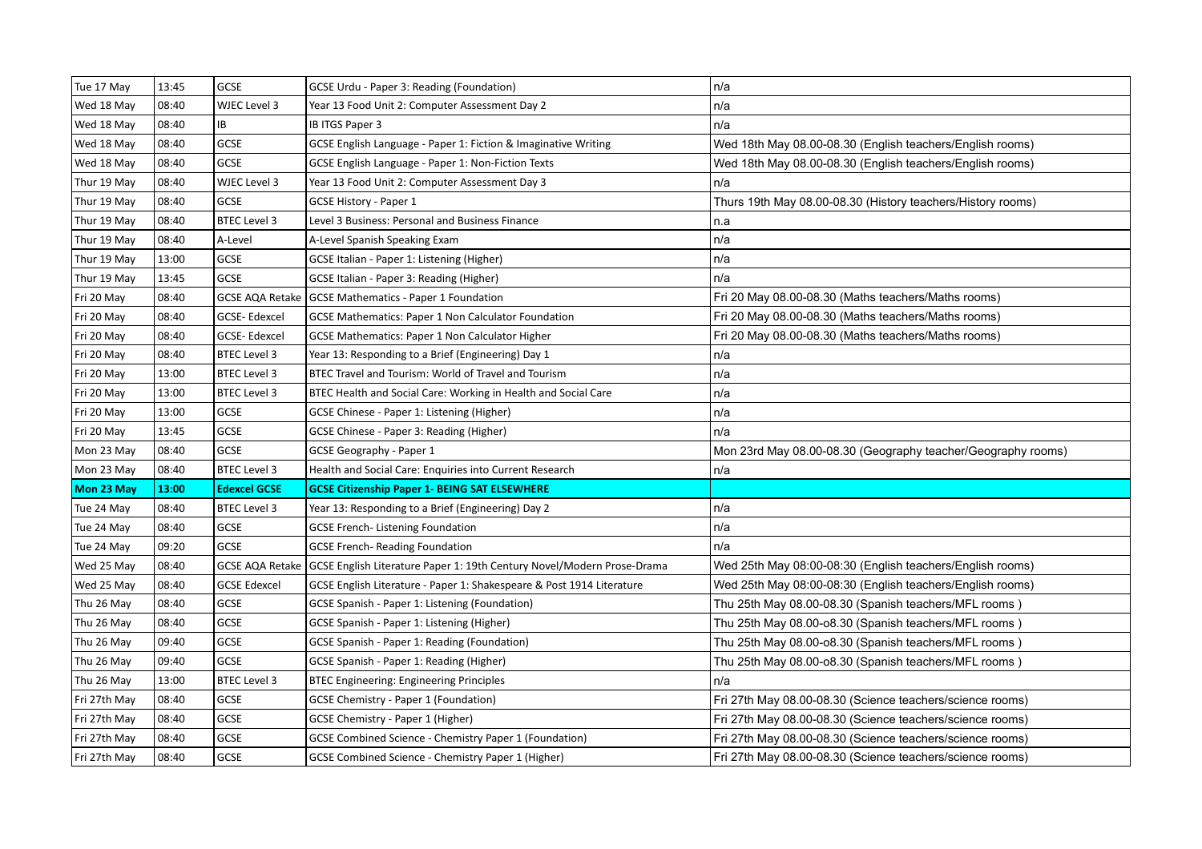| | | | | |
|---|---|---|---|---|
| Tue 17 May | 13:45 | GCSE | GCSE Urdu - Paper 3: Reading (Foundation) | n/a |
| Wed 18 May | 08:40 | WJEC Level 3 | Year 13 Food Unit 2: Computer Assessment Day 2 | n/a |
| Wed 18 May | 08:40 | IB | IB ITGS Paper 3 | n/a |
| Wed 18 May | 08:40 | GCSE | GCSE English Language - Paper 1: Fiction & Imaginative Writing | Wed 18th May 08.00-08.30 (English teachers/English rooms) |
| Wed 18 May | 08:40 | GCSE | GCSE English Language - Paper 1: Non-Fiction Texts | Wed 18th May 08.00-08.30 (English teachers/English rooms) |
| Thur 19 May | 08:40 | WJEC Level 3 | Year 13 Food Unit 2: Computer Assessment Day 3 | n/a |
| Thur 19 May | 08:40 | GCSE | GCSE History - Paper 1 | Thurs 19th May 08.00-08.30 (History teachers/History rooms) |
| Thur 19 May | 08:40 | BTEC Level 3 | Level 3 Business: Personal and Business Finance | n.a |
| Thur 19 May | 08:40 | A-Level | A-Level Spanish Speaking Exam | n/a |
| Thur 19 May | 13:00 | GCSE | GCSE Italian - Paper 1: Listening (Higher) | n/a |
| Thur 19 May | 13:45 | GCSE | GCSE Italian - Paper 3: Reading (Higher) | n/a |
| Fri 20 May | 08:40 | GCSE AQA Retake | GCSE Mathematics - Paper 1 Foundation | Fri 20 May 08.00-08.30 (Maths teachers/Maths rooms) |
| Fri 20 May | 08:40 | GCSE- Edexcel | GCSE Mathematics: Paper 1 Non Calculator Foundation | Fri 20 May 08.00-08.30 (Maths teachers/Maths rooms) |
| Fri 20 May | 08:40 | GCSE- Edexcel | GCSE Mathematics: Paper 1 Non Calculator Higher | Fri 20 May 08.00-08.30 (Maths teachers/Maths rooms) |
| Fri 20 May | 08:40 | BTEC Level 3 | Year 13: Responding to a Brief (Engineering) Day 1 | n/a |
| Fri 20 May | 13:00 | BTEC Level 3 | BTEC Travel and Tourism: World of Travel and Tourism | n/a |
| Fri 20 May | 13:00 | BTEC Level 3 | BTEC Health and Social Care: Working in Health and Social Care | n/a |
| Fri 20 May | 13:00 | GCSE | GCSE Chinese - Paper 1: Listening (Higher) | n/a |
| Fri 20 May | 13:45 | GCSE | GCSE Chinese - Paper 3: Reading (Higher) | n/a |
| Mon 23 May | 08:40 | GCSE | GCSE Geography - Paper 1 | Mon 23rd May 08.00-08.30 (Geography teacher/Geography rooms) |
| Mon 23 May | 08:40 | BTEC Level 3 | Health and Social Care: Enquiries into Current Research | n/a |
| **Mon 23 May** | **13:00** | **Edexcel GCSE** | **GCSE Citizenship Paper 1- BEING SAT ELSEWHERE** | |
| Tue 24 May | 08:40 | BTEC Level 3 | Year 13: Responding to a Brief (Engineering) Day 2 | n/a |
| Tue 24 May | 08:40 | GCSE | GCSE French- Listening Foundation | n/a |
| Tue 24 May | 09:20 | GCSE | GCSE French- Reading Foundation | n/a |
| Wed 25 May | 08:40 | GCSE AQA Retake | GCSE English Literature Paper 1: 19th Century Novel/Modern Prose-Drama | Wed 25th May 08:00-08:30 (English teachers/English rooms) |
| Wed 25 May | 08:40 | GCSE Edexcel | GCSE English Literature - Paper 1: Shakespeare & Post 1914 Literature | Wed 25th May 08:00-08:30 (English teachers/English rooms) |
| Thu 26 May | 08:40 | GCSE | GCSE Spanish - Paper 1: Listening (Foundation) | Thu 25th May 08.00-08.30 (Spanish teachers/MFL rooms ) |
| Thu 26 May | 08:40 | GCSE | GCSE Spanish - Paper 1: Listening (Higher) | Thu 25th May 08.00-o8.30 (Spanish teachers/MFL rooms ) |
| Thu 26 May | 09:40 | GCSE | GCSE Spanish - Paper 1: Reading (Foundation) | Thu 25th May 08.00-o8.30 (Spanish teachers/MFL rooms ) |
| Thu 26 May | 09:40 | GCSE | GCSE Spanish - Paper 1: Reading (Higher) | Thu 25th May 08.00-o8.30 (Spanish teachers/MFL rooms ) |
| Thu 26 May | 13:00 | BTEC Level 3 | BTEC Engineering: Engineering Principles | n/a |
| Fri 27th May | 08:40 | GCSE | GCSE Chemistry - Paper 1 (Foundation) | Fri 27th May 08.00-08.30 (Science teachers/science rooms) |
| Fri 27th May | 08:40 | GCSE | GCSE Chemistry - Paper 1 (Higher) | Fri 27th May 08.00-08.30 (Science teachers/science rooms) |
| Fri 27th May | 08:40 | GCSE | GCSE Combined Science - Chemistry Paper 1 (Foundation) | Fri 27th May 08.00-08.30 (Science teachers/science rooms) |
| Fri 27th May | 08:40 | GCSE | GCSE Combined Science - Chemistry Paper 1 (Higher) | Fri 27th May 08.00-08.30 (Science teachers/science rooms) |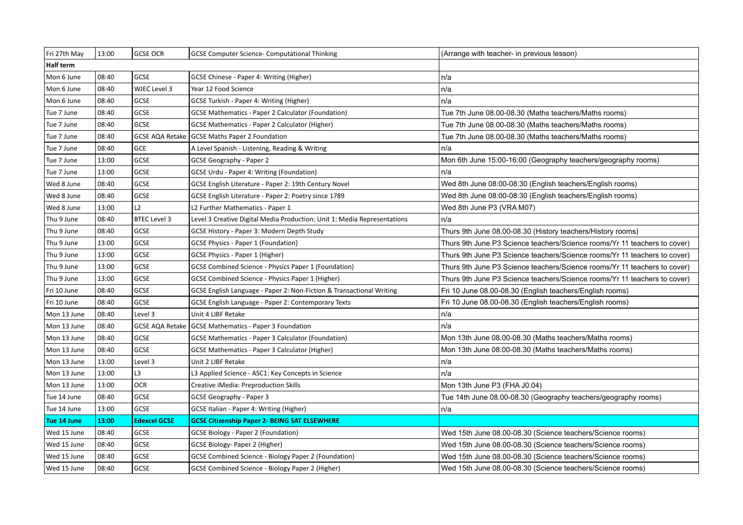| Fri 27th May | 13:00 | GCSE OCR | GCSE Computer Science- Computational Thinking | (Arrange with teacher- in previous lesson) |
|---|---|---|---|---|
| **Half term** | | | | |
| Mon 6 June | 08:40 | GCSE | GCSE Chinese - Paper 4: Writing (Higher) | n/a |
| Mon 6 June | 08:40 | WJEC Level 3 | Year 12 Food Science | n/a |
| Mon 6 June | 08:40 | GCSE | GCSE Turkish - Paper 4: Writing (Higher) | n/a |
| Tue 7 June | 08:40 | GCSE | GCSE Mathematics - Paper 2 Calculator (Foundation) | Tue 7th June 08.00-08.30 (Maths teachers/Maths rooms) |
| Tue 7 June | 08:40 | GCSE | GCSE Mathematics - Paper 2 Calculator (Higher) | Tue 7th June 08.00-08.30 (Maths teachers/Maths rooms) |
| Tue 7 June | 08:40 | GCSE AQA Retake | GCSE Maths Paper 2 Foundation | Tue 7th June 08.00-08.30 (Maths teachers/Maths rooms) |
| Tue 7 June | 08:40 | GCE | A Level Spanish - Listening, Reading & Writing | n/a |
| Tue 7 June | 13:00 | GCSE | GCSE Geography - Paper 2 | Mon 6th June 15:00-16:00 (Geography teachers/geography rooms) |
| Tue 7 June | 13:00 | GCSE | GCSE Urdu - Paper 4: Writing (Foundation) | n/a |
| Wed 8 June | 08:40 | GCSE | GCSE English Literature - Paper 2: 19th Century Novel | Wed 8th June 08:00-08:30 (English teachers/English rooms) |
| Wed 8 June | 08:40 | GCSE | GCSE English Literature - Paper 2: Poetry since 1789 | Wed 8th June 08:00-08:30 (English teachers/English rooms) |
| Wed 8 June | 13:00 | L2 | L2 Further Mathematics - Paper 1 | Wed 8th June P3 (VRA M07) |
| Thu 9 June | 08:40 | BTEC Level 3 | Level 3 Creative Digital Media Production: Unit 1: Media Representations | n/a |
| Thu 9 June | 08:40 | GCSE | GCSE History - Paper 3: Modern Depth Study | Thurs 9th June 08.00-08.30 (History teachers/History rooms) |
| Thu 9 June | 13:00 | GCSE | GCSE Physics - Paper 1 (Foundation) | Thurs 9th June P3 Science teachers/Science rooms/Yr 11 teachers to cover) |
| Thu 9 June | 13:00 | GCSE | GCSE Physics - Paper 1 (Higher) | Thurs 9th June P3 Science teachers/Science rooms/Yr 11 teachers to cover) |
| Thu 9 June | 13:00 | GCSE | GCSE Combined Science - Physics Paper 1 (Foundation) | Thurs 9th June P3 Science teachers/Science rooms/Yr 11 teachers to cover) |
| Thu 9 June | 13:00 | GCSE | GCSE Combined Science - Physics Paper 1 (Higher) | Thurs 9th June P3 Science teachers/Science rooms/Yr 11 teachers to cover) |
| Fri 10 June | 08:40 | GCSE | GCSE English Language - Paper 2: Non-Fiction & Transactional Writing | Fri 10 June 08.00-08.30 (English teachers/English rooms) |
| Fri 10 June | 08:40 | GCSE | GCSE English Language - Paper 2: Contemporary Texts | Fri 10 June 08.00-08.30 (English teachers/English rooms) |
| Mon 13 June | 08:40 | Level 3 | Unit 4 LIBF Retake | n/a |
| Mon 13 June | 08:40 | GCSE AQA Retake | GCSE Mathematics - Paper 3 Foundation | n/a |
| Mon 13 June | 08:40 | GCSE | GCSE Mathematics - Paper 3 Calculator (Foundation) | Mon 13th June 08.00-08.30 (Maths teachers/Maths rooms) |
| Mon 13 June | 08:40 | GCSE | GCSE Mathematics - Paper 3 Calculator (Higher) | Mon 13th June 08.00-08.30 (Maths teachers/Maths rooms) |
| Mon 13 June | 13:00 | Level 3 | Unit 2 LIBF Retake | n/a |
| Mon 13 June | 13:00 | L3 | L3 Applied Science - ASC1: Key Concepts in Science | n/a |
| Mon 13 June | 13:00 | OCR | Creative iMedia: Preproduction Skills | Mon 13th June P3 (FHA J0.04) |
| Tue 14 June | 08:40 | GCSE | GCSE Geography - Paper 3 | Tue 14th June 08.00-08.30 (Geography teachers/geography rooms) |
| Tue 14 June | 13:00 | GCSE | GCSE Italian - Paper 4: Writing (Higher) | n/a |
| **Tue 14 June** | **13:00** | **Edexcel GCSE** | **GCSE Citizenship Paper 2- BEING SAT ELSEWHERE** | |
| Wed 15 June | 08:40 | GCSE | GCSE Biology - Paper 2 (Foundation) | Wed 15th June 08.00-08.30 (Science teachers/Science rooms) |
| Wed 15 June | 08:40 | GCSE | GCSE Biology- Paper 2 (Higher) | Wed 15th June 08.00-08.30 (Science teachers/Science rooms) |
| Wed 15 June | 08:40 | GCSE | GCSE Combined Science - Biology Paper 2 (Foundation) | Wed 15th June 08.00-08.30 (Science teachers/Science rooms) |
| Wed 15 June | 08:40 | GCSE | GCSE Combined Science - Biology Paper 2 (Higher) | Wed 15th June 08.00-08.30 (Science teachers/Science rooms) |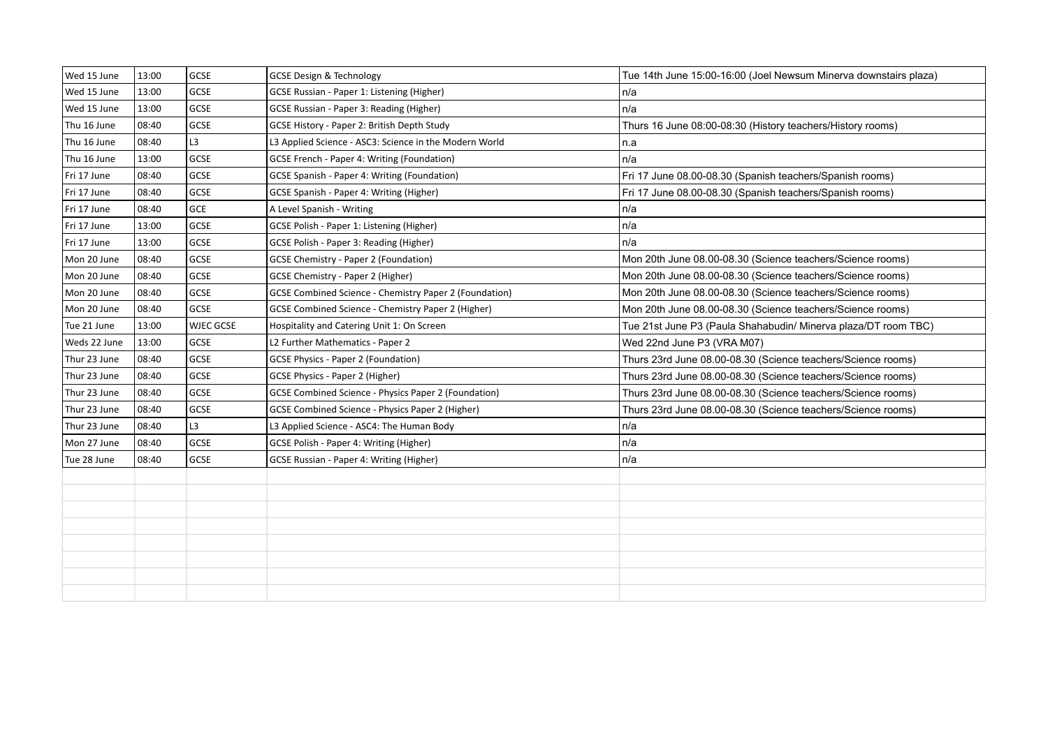| | | | | |
|---|---|---|---|---|
| Wed 15 June | 13:00 | GCSE | GCSE Design & Technology | Tue 14th June 15:00-16:00 (Joel Newsum Minerva downstairs plaza) |
| Wed 15 June | 13:00 | GCSE | GCSE Russian - Paper 1: Listening (Higher) | n/a |
| Wed 15 June | 13:00 | GCSE | GCSE Russian - Paper 3: Reading (Higher) | n/a |
| Thu 16 June | 08:40 | GCSE | GCSE History - Paper 2: British Depth Study | Thurs 16 June 08:00-08:30 (History teachers/History rooms) |
| Thu 16 June | 08:40 | L3 | L3 Applied Science - ASC3: Science in the Modern World | n.a |
| Thu 16 June | 13:00 | GCSE | GCSE French - Paper 4: Writing (Foundation) | n/a |
| Fri 17 June | 08:40 | GCSE | GCSE Spanish - Paper 4: Writing (Foundation) | Fri 17 June 08.00-08.30 (Spanish teachers/Spanish rooms) |
| Fri 17 June | 08:40 | GCSE | GCSE Spanish - Paper 4: Writing (Higher) | Fri 17 June 08.00-08.30 (Spanish teachers/Spanish rooms) |
| Fri 17 June | 08:40 | GCE | A Level Spanish - Writing | n/a |
| Fri 17 June | 13:00 | GCSE | GCSE Polish - Paper 1: Listening (Higher) | n/a |
| Fri 17 June | 13:00 | GCSE | GCSE Polish - Paper 3: Reading (Higher) | n/a |
| Mon 20 June | 08:40 | GCSE | GCSE Chemistry - Paper 2 (Foundation) | Mon 20th June 08.00-08.30 (Science teachers/Science rooms) |
| Mon 20 June | 08:40 | GCSE | GCSE Chemistry - Paper 2 (Higher) | Mon 20th June 08.00-08.30 (Science teachers/Science rooms) |
| Mon 20 June | 08:40 | GCSE | GCSE Combined Science - Chemistry Paper 2 (Foundation) | Mon 20th June 08.00-08.30 (Science teachers/Science rooms) |
| Mon 20 June | 08:40 | GCSE | GCSE Combined Science - Chemistry Paper 2 (Higher) | Mon 20th June 08.00-08.30 (Science teachers/Science rooms) |
| Tue 21 June | 13:00 | WJEC GCSE | Hospitality and Catering Unit 1: On Screen | Tue 21st June P3 (Paula Shahabudin/ Minerva plaza/DT room TBC) |
| Weds 22 June | 13:00 | GCSE | L2 Further Mathematics - Paper 2 | Wed 22nd June P3 (VRA M07) |
| Thur 23 June | 08:40 | GCSE | GCSE Physics - Paper 2 (Foundation) | Thurs 23rd June 08.00-08.30 (Science teachers/Science rooms) |
| Thur 23 June | 08:40 | GCSE | GCSE Physics - Paper 2 (Higher) | Thurs 23rd June 08.00-08.30 (Science teachers/Science rooms) |
| Thur 23 June | 08:40 | GCSE | GCSE Combined Science - Physics Paper 2 (Foundation) | Thurs 23rd June 08.00-08.30 (Science teachers/Science rooms) |
| Thur 23 June | 08:40 | GCSE | GCSE Combined Science - Physics Paper 2 (Higher) | Thurs 23rd June 08.00-08.30 (Science teachers/Science rooms) |
| Thur 23 June | 08:40 | L3 | L3 Applied Science - ASC4: The Human Body | n/a |
| Mon 27 June | 08:40 | GCSE | GCSE Polish - Paper 4: Writing (Higher) | n/a |
| Tue 28 June | 08:40 | GCSE | GCSE Russian - Paper 4: Writing (Higher) | n/a |